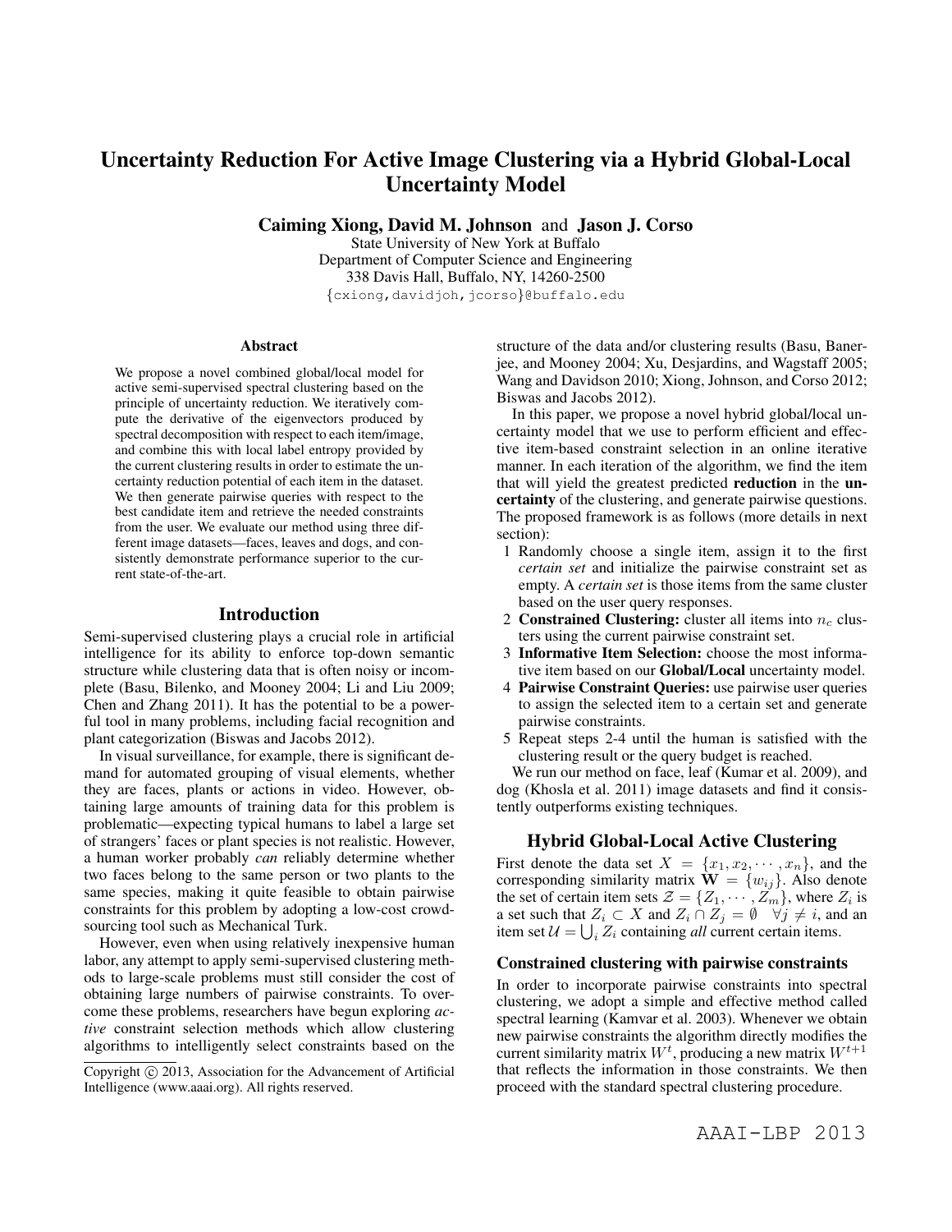# Uncertainty Reduction For Active Image Clustering via a Hybrid Global-Local Uncertainty Model

**Caiming Xiong, David M. Johnson** and **Jason J. Corso**

State University of New York at Buffalo
Department of Computer Science and Engineering
338 Davis Hall, Buffalo, NY, 14260-2500
{cxiong,davidjoh,jcorso}@buffalo.edu

### Abstract

We propose a novel combined global/local model for active semi-supervised spectral clustering based on the principle of uncertainty reduction. We iteratively compute the derivative of the eigenvectors produced by spectral decomposition with respect to each item/image, and combine this with local label entropy provided by the current clustering results in order to estimate the uncertainty reduction potential of each item in the dataset. We then generate pairwise queries with respect to the best candidate item and retrieve the needed constraints from the user. We evaluate our method using three different image datasets—faces, leaves and dogs, and consistently demonstrate performance superior to the current state-of-the-art.

## Introduction

Semi-supervised clustering plays a crucial role in artificial intelligence for its ability to enforce top-down semantic structure while clustering data that is often noisy or incomplete (Basu, Bilenko, and Mooney 2004; Li and Liu 2009; Chen and Zhang 2011). It has the potential to be a powerful tool in many problems, including facial recognition and plant categorization (Biswas and Jacobs 2012).

In visual surveillance, for example, there is significant demand for automated grouping of visual elements, whether they are faces, plants or actions in video. However, obtaining large amounts of training data for this problem is problematic—expecting typical humans to label a large set of strangers' faces or plant species is not realistic. However, a human worker probably *can* reliably determine whether two faces belong to the same person or two plants to the same species, making it quite feasible to obtain pairwise constraints for this problem by adopting a low-cost crowdsourcing tool such as Mechanical Turk.

However, even when using relatively inexpensive human labor, any attempt to apply semi-supervised clustering methods to large-scale problems must still consider the cost of obtaining large numbers of pairwise constraints. To overcome these problems, researchers have begun exploring *active* constraint selection methods which allow clustering algorithms to intelligently select constraints based on the structure of the data and/or clustering results (Basu, Banerjee, and Mooney 2004; Xu, Desjardins, and Wagstaff 2005; Wang and Davidson 2010; Xiong, Johnson, and Corso 2012; Biswas and Jacobs 2012).

In this paper, we propose a novel hybrid global/local uncertainty model that we use to perform efficient and effective item-based constraint selection in an online iterative manner. In each iteration of the algorithm, we find the item that will yield the greatest predicted **reduction** in the **uncertainty** of the clustering, and generate pairwise questions. The proposed framework is as follows (more details in next section):

1. Randomly choose a single item, assign it to the first *certain set* and initialize the pairwise constraint set as empty. A *certain set* is those items from the same cluster based on the user query responses.
2. **Constrained Clustering:** cluster all items into $n_c$ clusters using the current pairwise constraint set.
3. **Informative Item Selection:** choose the most informative item based on our **Global/Local** uncertainty model.
4. **Pairwise Constraint Queries:** use pairwise user queries to assign the selected item to a certain set and generate pairwise constraints.
5. Repeat steps 2-4 until the human is satisfied with the clustering result or the query budget is reached.

We run our method on face, leaf (Kumar et al. 2009), and dog (Khosla et al. 2011) image datasets and find it consistently outperforms existing techniques.

## Hybrid Global-Local Active Clustering

First denote the data set $X = \{x_1, x_2, \cdots, x_n\}$, and the corresponding similarity matrix $\mathbf{W} = \{w_{ij}\}$. Also denote the set of certain item sets $\mathcal{Z} = \{Z_1, \cdots, Z_m\}$, where $Z_i$ is a set such that $Z_i \subset X$ and $Z_i \cap Z_j = \emptyset \quad \forall j \neq i$, and an item set $\mathcal{U} = \bigcup_i Z_i$ containing *all* current certain items.

### Constrained clustering with pairwise constraints

In order to incorporate pairwise constraints into spectral clustering, we adopt a simple and effective method called spectral learning (Kamvar et al. 2003). Whenever we obtain new pairwise constraints the algorithm directly modifies the current similarity matrix $W^t$, producing a new matrix $W^{t+1}$ that reflects the information in those constraints. We then proceed with the standard spectral clustering procedure.

Copyright © 2013, Association for the Advancement of Artificial Intelligence (www.aaai.org). All rights reserved.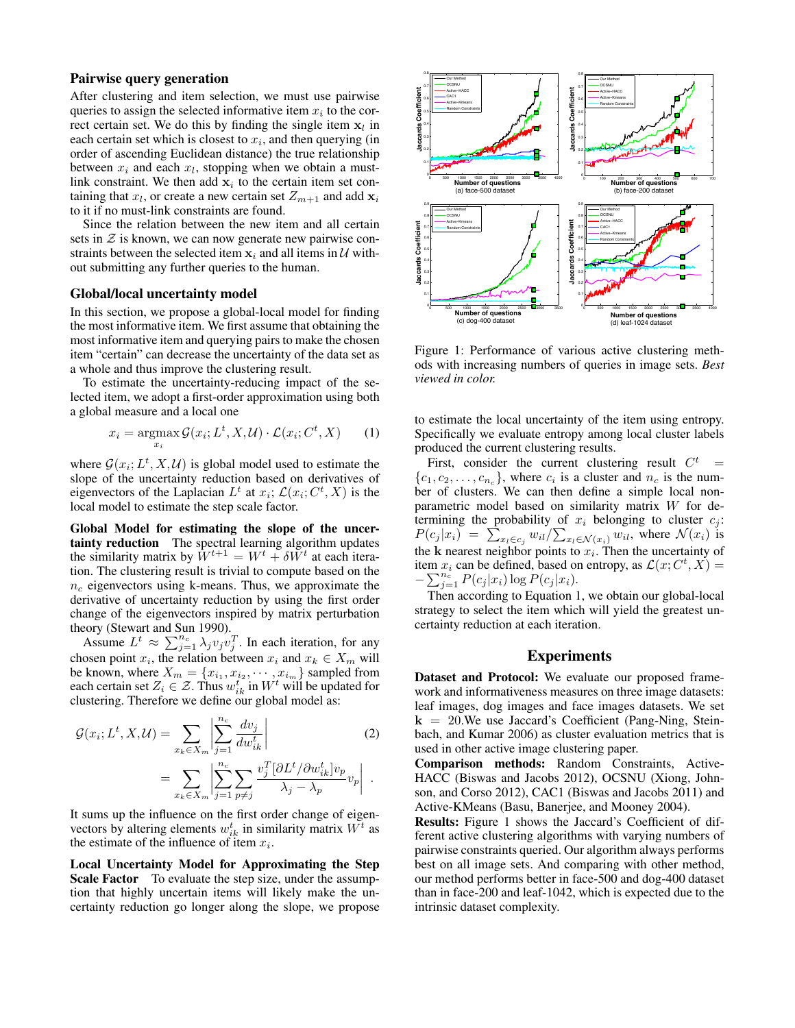### Pairwise query generation

After clustering and item selection, we must use pairwise queries to assign the selected informative item $x_i$ to the correct certain set. We do this by finding the single item $\mathbf{x}_l$ in each certain set which is closest to $x_i$, and then querying (in order of ascending Euclidean distance) the true relationship between $x_i$ and each $x_l$, stopping when we obtain a must-link constraint. We then add $\mathbf{x}_i$ to the certain item set containing that $x_l$, or create a new certain set $Z_{m+1}$ and add $\mathbf{x}_i$ to it if no must-link constraints are found.

Since the relation between the new item and all certain sets in $\mathcal{Z}$ is known, we can now generate new pairwise constraints between the selected item $\mathbf{x}_i$ and all items in $\mathcal{U}$ without submitting any further queries to the human.

### Global/local uncertainty model

In this section, we propose a global-local model for finding the most informative item. We first assume that obtaining the most informative item and querying pairs to make the chosen item "certain" can decrease the uncertainty of the data set as a whole and thus improve the clustering result.

To estimate the uncertainty-reducing impact of the selected item, we adopt a first-order approximation using both a global measure and a local one

$$x_i = \underset{x_i}{\operatorname{argmax}}\, \mathcal{G}(x_i; L^t, X, \mathcal{U}) \cdot \mathcal{L}(x_i; C^t, X) \tag{1}$$

where $\mathcal{G}(x_i; L^t, X, \mathcal{U})$ is global model used to estimate the slope of the uncertainty reduction based on derivatives of eigenvectors of the Laplacian $L^t$ at $x_i$; $\mathcal{L}(x_i; C^t, X)$ is the local model to estimate the step scale factor.

**Global Model for estimating the slope of the uncertainty reduction** The spectral learning algorithm updates the similarity matrix by $W^{t+1} = W^t + \delta W^t$ at each iteration. The clustering result is trivial to compute based on the $n_c$ eigenvectors using k-means. Thus, we approximate the derivative of uncertainty reduction by using the first order change of the eigenvectors inspired by matrix perturbation theory (Stewart and Sun 1990).

Assume $L^t \approx \sum_{j=1}^{n_c} \lambda_j v_j v_j^T$. In each iteration, for any chosen point $x_i$, the relation between $x_i$ and $x_k \in X_m$ will be known, where $X_m = \{x_{i_1}, x_{i_2}, \cdots, x_{i_m}\}$ sampled from each certain set $Z_i \in \mathcal{Z}$. Thus $w_{ik}^t$ in $W^t$ will be updated for clustering. Therefore we define our global model as:

$$\begin{aligned}
\mathcal{G}(x_i; L^t, X, \mathcal{U}) &= \sum_{x_k \in X_m} \left| \sum_{j=1}^{n_c} \frac{dv_j}{dw_{ik}^t} \right| \qquad (2) \\
&= \sum_{x_k \in X_m} \left| \sum_{j=1}^{n_c} \sum_{p \neq j} \frac{v_j^T [\partial L^t / \partial w_{ik}^t] v_p}{\lambda_j - \lambda_p} v_p \right| .
\end{aligned}$$

It sums up the influence on the first order change of eigenvectors by altering elements $w_{ik}^t$ in similarity matrix $W^t$ as the estimate of the influence of item $x_i$.

**Local Uncertainty Model for Approximating the Step Scale Factor** To evaluate the step size, under the assumption that highly uncertain items will likely make the uncertainty reduction go longer along the slope, we propose to estimate the local uncertainty of the item using entropy. Specifically we evaluate entropy among local cluster labels produced the current clustering results.

First, consider the current clustering result $C^t = \{c_1, c_2, \ldots, c_{n_c}\}$, where $c_i$ is a cluster and $n_c$ is the number of clusters. We can then define a simple local nonparametric model based on similarity matrix $W$ for determining the probability of $x_i$ belonging to cluster $c_j$: $P(c_j|x_i) = \sum_{x_l \in c_j} w_{il} / \sum_{x_l \in \mathcal{N}(x_i)} w_{il}$, where $\mathcal{N}(x_i)$ is the $\mathbf{k}$ nearest neighbor points to $x_i$. Then the uncertainty of item $x_i$ can be defined, based on entropy, as $\mathcal{L}(x; C^t, X) = -\sum_{j=1}^{n_c} P(c_j|x_i) \log P(c_j|x_i)$.

Then according to Equation 1, we obtain our global-local strategy to select the item which will yield the greatest uncertainty reduction at each iteration.

Figure 1: Performance of various active clustering methods with increasing numbers of queries in image sets. *Best viewed in color.*

## Experiments

**Dataset and Protocol:** We evaluate our proposed framework and informativeness measures on three image datasets: leaf images, dog images and face images datasets. We set $\mathbf{k} = 20$.We use Jaccard's Coefficient (Pang-Ning, Steinbach, and Kumar 2006) as cluster evaluation metrics that is used in other active image clustering paper.

**Comparison methods:** Random Constraints, Active-HACC (Biswas and Jacobs 2012), OCSNU (Xiong, Johnson, and Corso 2012), CAC1 (Biswas and Jacobs 2011) and Active-KMeans (Basu, Banerjee, and Mooney 2004).

**Results:** Figure 1 shows the Jaccard's Coefficient of different active clustering algorithms with varying numbers of pairwise constraints queried. Our algorithm always performs best on all image sets. And comparing with other method, our method performs better in face-500 and dog-400 dataset than in face-200 and leaf-1042, which is expected due to the intrinsic dataset complexity.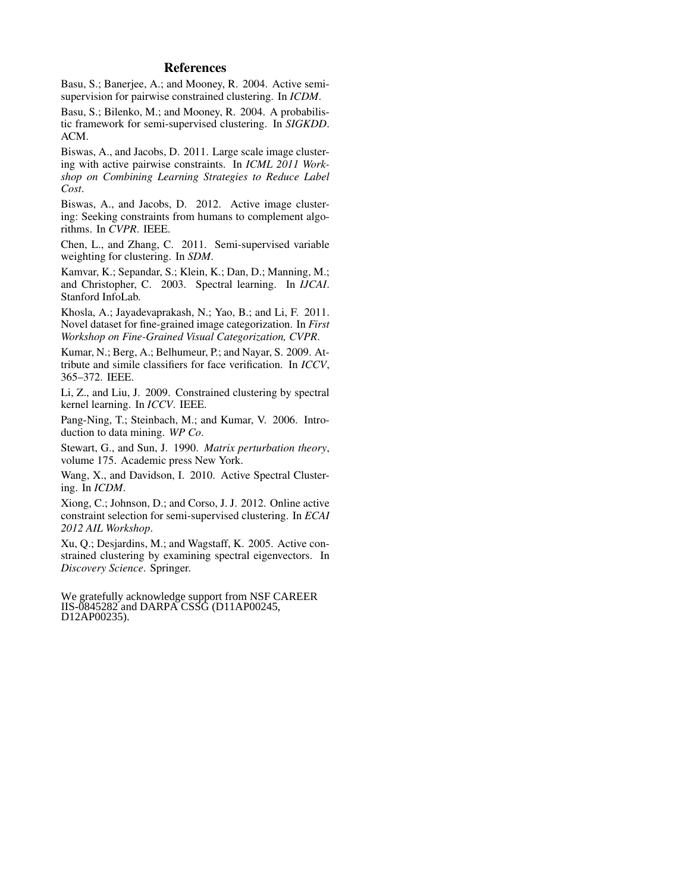## References

Basu, S.; Banerjee, A.; and Mooney, R. 2004. Active semi-supervision for pairwise constrained clustering. In *ICDM*.

Basu, S.; Bilenko, M.; and Mooney, R. 2004. A probabilistic framework for semi-supervised clustering. In *SIGKDD*. ACM.

Biswas, A., and Jacobs, D. 2011. Large scale image clustering with active pairwise constraints. In *ICML 2011 Workshop on Combining Learning Strategies to Reduce Label Cost*.

Biswas, A., and Jacobs, D. 2012. Active image clustering: Seeking constraints from humans to complement algorithms. In *CVPR*. IEEE.

Chen, L., and Zhang, C. 2011. Semi-supervised variable weighting for clustering. In *SDM*.

Kamvar, K.; Sepandar, S.; Klein, K.; Dan, D.; Manning, M.; and Christopher, C. 2003. Spectral learning. In *IJCAI*. Stanford InfoLab.

Khosla, A.; Jayadevaprakash, N.; Yao, B.; and Li, F. 2011. Novel dataset for fine-grained image categorization. In *First Workshop on Fine-Grained Visual Categorization, CVPR*.

Kumar, N.; Berg, A.; Belhumeur, P.; and Nayar, S. 2009. Attribute and simile classifiers for face verification. In *ICCV*, 365–372. IEEE.

Li, Z., and Liu, J. 2009. Constrained clustering by spectral kernel learning. In *ICCV*. IEEE.

Pang-Ning, T.; Steinbach, M.; and Kumar, V. 2006. Introduction to data mining. *WP Co*.

Stewart, G., and Sun, J. 1990. *Matrix perturbation theory*, volume 175. Academic press New York.

Wang, X., and Davidson, I. 2010. Active Spectral Clustering. In *ICDM*.

Xiong, C.; Johnson, D.; and Corso, J. J. 2012. Online active constraint selection for semi-supervised clustering. In *ECAI 2012 AIL Workshop*.

Xu, Q.; Desjardins, M.; and Wagstaff, K. 2005. Active constrained clustering by examining spectral eigenvectors. In *Discovery Science*. Springer.

We gratefully acknowledge support from NSF CAREER IIS-0845282 and DARPA CSSG (D11AP00245, D12AP00235).